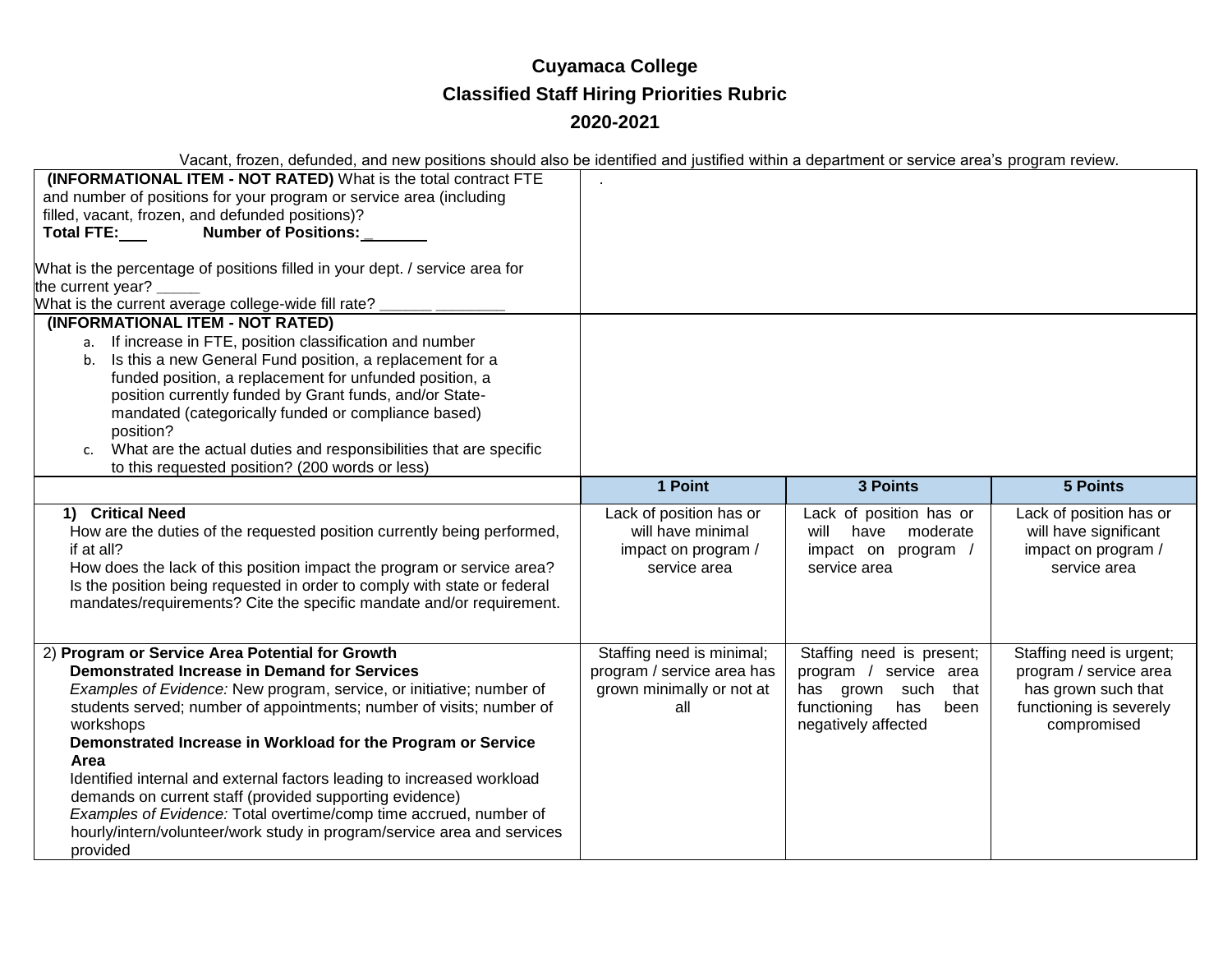**Cuyamaca College**

**Classified Staff Hiring Priorities Rubric**

**2020-2021**

Vacant, frozen, defunded, and new positions should also be identified and justified within a department or service area's program review.

| | | | |
|---|---|---|---|
| **(INFORMATIONAL ITEM - NOT RATED)** What is the total contract FTE and number of positions for your program or service area (including filled, vacant, frozen, and defunded positions)?<br>**Total FTE:___ Number of Positions:_______**<br><br>What is the percentage of positions filled in your dept. / service area for the current year? _____<br>What is the current average college-wide fill rate? ______ ________ | . | | |
| **(INFORMATIONAL ITEM - NOT RATED)**<br>a. If increase in FTE, position classification and number<br>b. Is this a new General Fund position, a replacement for a funded position, a replacement for unfunded position, a position currently funded by Grant funds, and/or State-mandated (categorically funded or compliance based) position?<br>c. What are the actual duties and responsibilities that are specific to this requested position? (200 words or less) | | | |
| | **1 Point** | **3 Points** | **5 Points** |
| **1) Critical Need**<br>How are the duties of the requested position currently being performed, if at all?<br>How does the lack of this position impact the program or service area?<br>Is the position being requested in order to comply with state or federal mandates/requirements? Cite the specific mandate and/or requirement. | Lack of position has or will have minimal impact on program / service area | Lack of position has or will have moderate impact on program / service area | Lack of position has or will have significant impact on program / service area |
| 2) **Program or Service Area Potential for Growth**<br>**Demonstrated Increase in Demand for Services**<br>*Examples of Evidence:* New program, service, or initiative; number of students served; number of appointments; number of visits; number of workshops<br>**Demonstrated Increase in Workload for the Program or Service Area**<br>Identified internal and external factors leading to increased workload demands on current staff (provided supporting evidence)<br>*Examples of Evidence:* Total overtime/comp time accrued, number of hourly/intern/volunteer/work study in program/service area and services provided | Staffing need is minimal; program / service area has grown minimally or not at all | Staffing need is present; program / service area has grown such that functioning has been negatively affected | Staffing need is urgent; program / service area has grown such that functioning is severely compromised |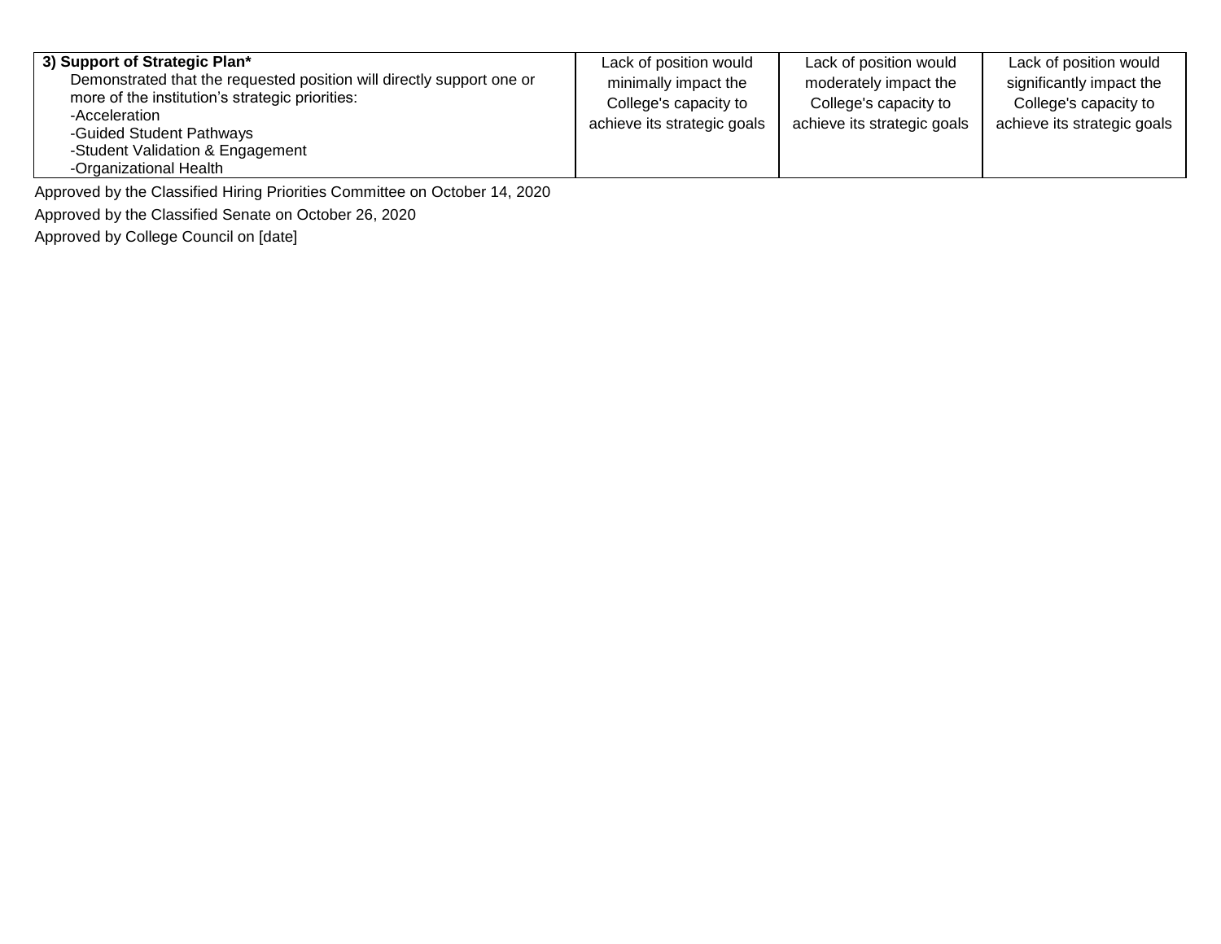| | | | |
|---|---|---|---|
| **3) Support of Strategic Plan*** Demonstrated that the requested position will directly support one or more of the institution's strategic priorities: -Acceleration -Guided Student Pathways -Student Validation & Engagement -Organizational Health | Lack of position would minimally impact the College's capacity to achieve its strategic goals | Lack of position would moderately impact the College's capacity to achieve its strategic goals | Lack of position would significantly impact the College's capacity to achieve its strategic goals |

Approved by the Classified Hiring Priorities Committee on October 14, 2020

Approved by the Classified Senate on October 26, 2020

Approved by College Council on [date]